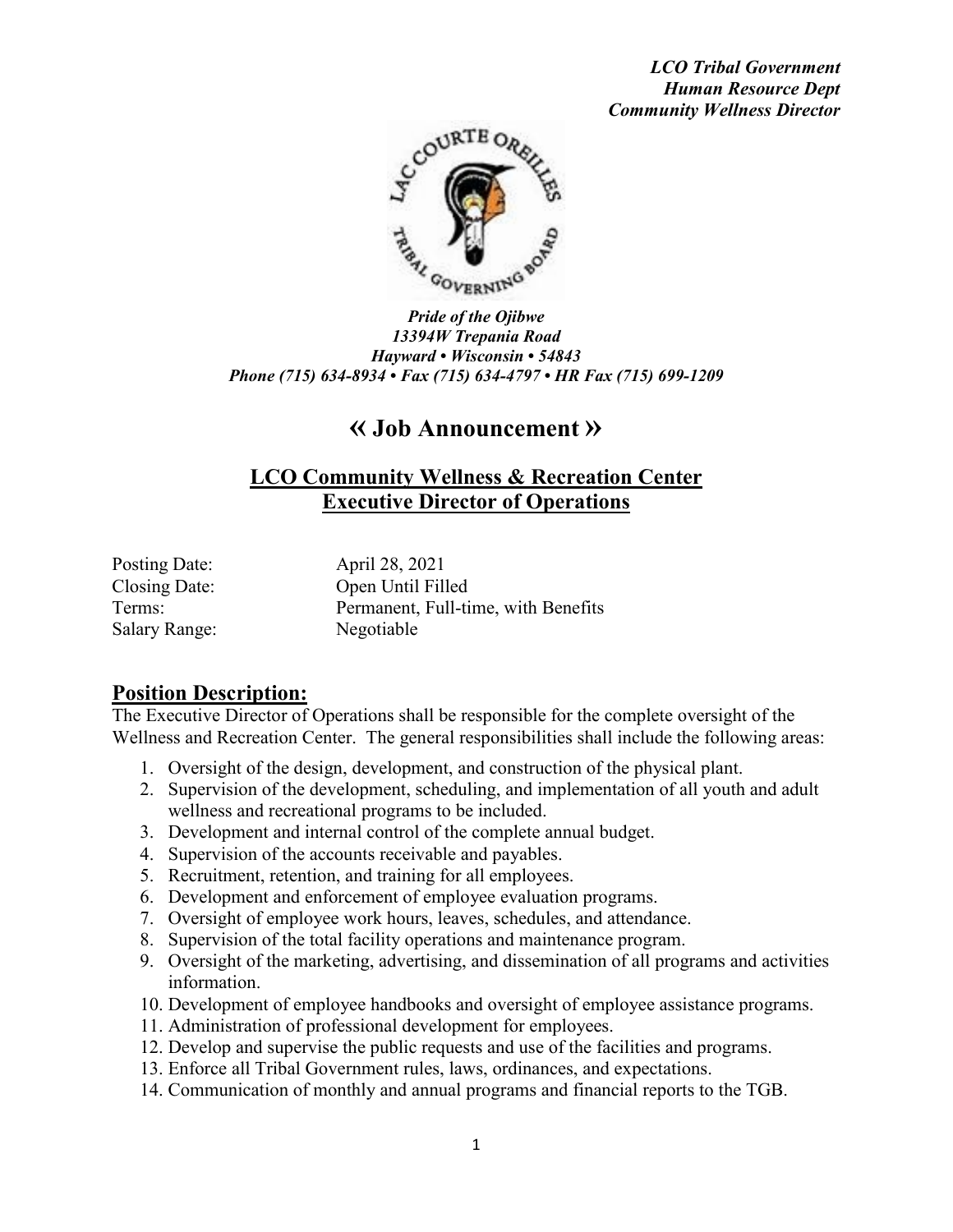***LCO Tribal Government***
***Human Resource Dept***
***Community Wellness Director***

***Pride of the Ojibwe***
***13394W Trepania Road***
***Hayward • Wisconsin • 54843***
***Phone (715) 634-8934 • Fax (715) 634-4797 • HR Fax (715) 699-1209***

# « Job Announcement »

## LCO Community Wellness & Recreation Center
## Executive Director of Operations

| | |
|---|---|
| Posting Date: | April 28, 2021 |
| Closing Date: | Open Until Filled |
| Terms: | Permanent, Full-time, with Benefits |
| Salary Range: | Negotiable |

## Position Description:

The Executive Director of Operations shall be responsible for the complete oversight of the Wellness and Recreation Center. The general responsibilities shall include the following areas:

1. Oversight of the design, development, and construction of the physical plant.
2. Supervision of the development, scheduling, and implementation of all youth and adult wellness and recreational programs to be included.
3. Development and internal control of the complete annual budget.
4. Supervision of the accounts receivable and payables.
5. Recruitment, retention, and training for all employees.
6. Development and enforcement of employee evaluation programs.
7. Oversight of employee work hours, leaves, schedules, and attendance.
8. Supervision of the total facility operations and maintenance program.
9. Oversight of the marketing, advertising, and dissemination of all programs and activities information.
10. Development of employee handbooks and oversight of employee assistance programs.
11. Administration of professional development for employees.
12. Develop and supervise the public requests and use of the facilities and programs.
13. Enforce all Tribal Government rules, laws, ordinances, and expectations.
14. Communication of monthly and annual programs and financial reports to the TGB.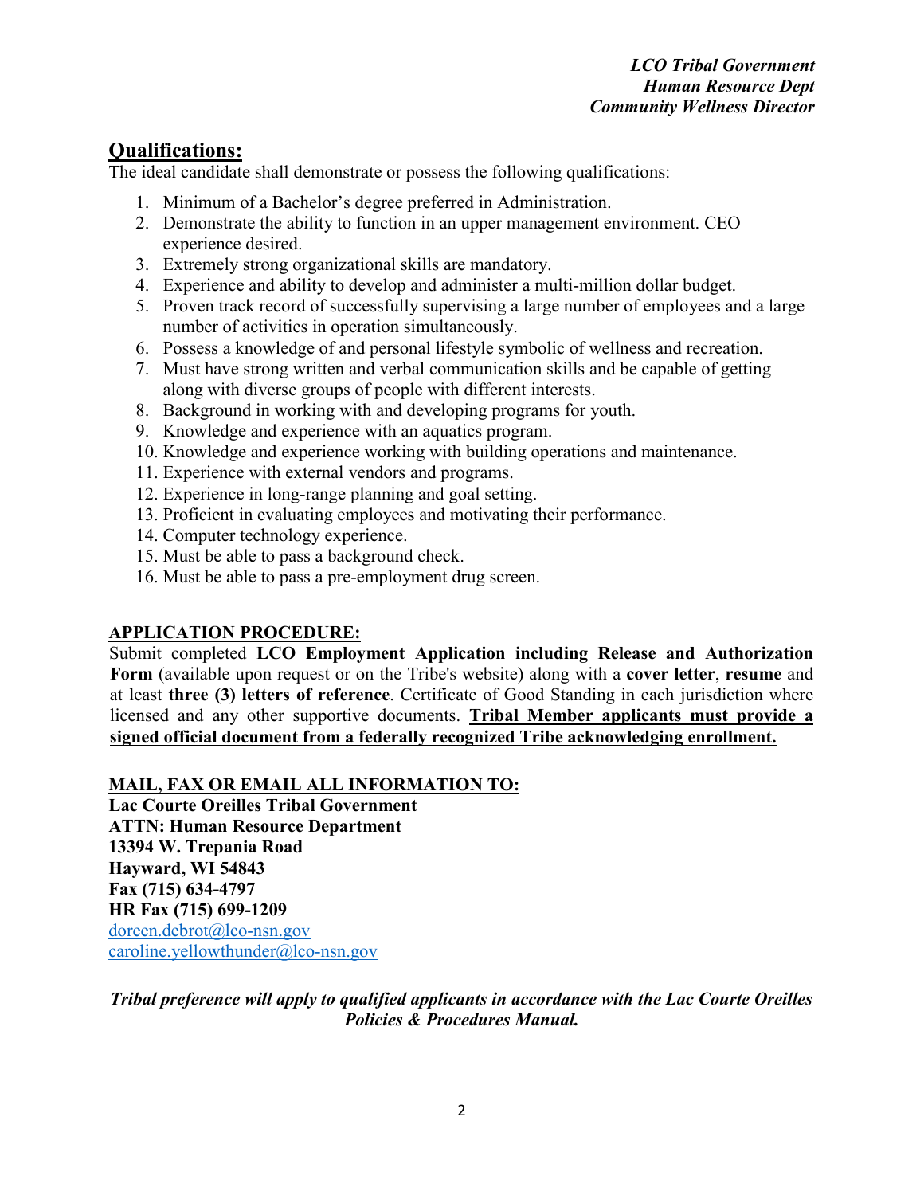## Qualifications:

The ideal candidate shall demonstrate or possess the following qualifications:

1. Minimum of a Bachelor's degree preferred in Administration.
2. Demonstrate the ability to function in an upper management environment. CEO experience desired.
3. Extremely strong organizational skills are mandatory.
4. Experience and ability to develop and administer a multi-million dollar budget.
5. Proven track record of successfully supervising a large number of employees and a large number of activities in operation simultaneously.
6. Possess a knowledge of and personal lifestyle symbolic of wellness and recreation.
7. Must have strong written and verbal communication skills and be capable of getting along with diverse groups of people with different interests.
8. Background in working with and developing programs for youth.
9. Knowledge and experience with an aquatics program.
10. Knowledge and experience working with building operations and maintenance.
11. Experience with external vendors and programs.
12. Experience in long-range planning and goal setting.
13. Proficient in evaluating employees and motivating their performance.
14. Computer technology experience.
15. Must be able to pass a background check.
16. Must be able to pass a pre-employment drug screen.

**APPLICATION PROCEDURE:**

Submit completed **LCO Employment Application including Release and Authorization Form** (available upon request or on the Tribe's website) along with a **cover letter**, **resume** and at least **three (3) letters of reference**. Certificate of Good Standing in each jurisdiction where licensed and any other supportive documents. **Tribal Member applicants must provide a signed official document from a federally recognized Tribe acknowledging enrollment.**

**MAIL, FAX OR EMAIL ALL INFORMATION TO:**

**Lac Courte Oreilles Tribal Government**
**ATTN: Human Resource Department**
**13394 W. Trepania Road**
**Hayward, WI 54843**
**Fax (715) 634-4797**
**HR Fax (715) 699-1209**
doreen.debrot@lco-nsn.gov
caroline.yellowthunder@lco-nsn.gov

***Tribal preference will apply to qualified applicants in accordance with the Lac Courte Oreilles Policies & Procedures Manual.***